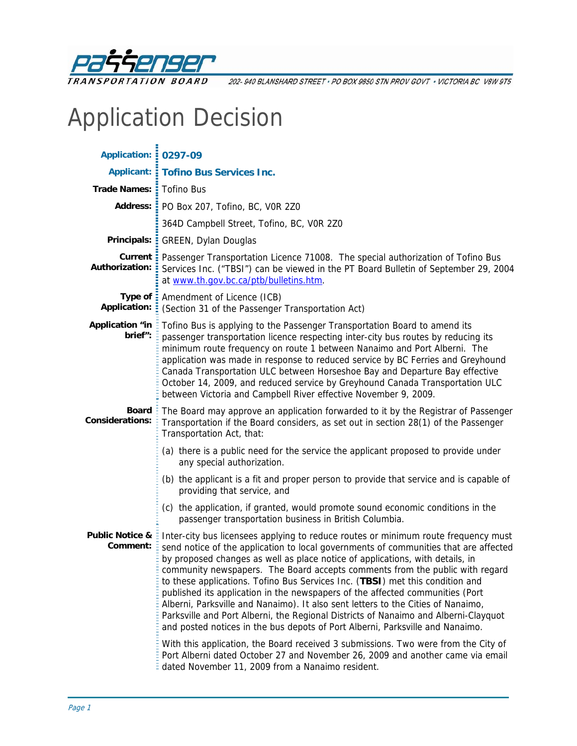PASSENGER TRANSPORTATION BOARD
202- 940 BLANSHARD STREET • PO BOX 9850 STN PROV GOVT • VICTORIA BC V8W 9T5

# Application Decision

| | |
|---|---|
| **Application:** | **0297-09** |
| **Applicant:** | **Tofino Bus Services Inc.** |
| **Trade Names:** | Tofino Bus |
| **Address:** | PO Box 207, Tofino, BC, V0R 2Z0<br>364D Campbell Street, Tofino, BC, V0R 2Z0 |
| **Principals:** | GREEN, Dylan Douglas |
| **Current Authorization:** | Passenger Transportation Licence 71008. The special authorization of Tofino Bus Services Inc. ("TBSI") can be viewed in the PT Board Bulletin of September 29, 2004 at www.th.gov.bc.ca/ptb/bulletins.htm. |
| **Type of Application:** | Amendment of Licence (ICB)<br>(Section 31 of the Passenger Transportation Act) |
| **Application "in brief":** | Tofino Bus is applying to the Passenger Transportation Board to amend its passenger transportation licence respecting inter-city bus routes by reducing its minimum route frequency on route 1 between Nanaimo and Port Alberni. The application was made in response to reduced service by BC Ferries and Greyhound Canada Transportation ULC between Horseshoe Bay and Departure Bay effective October 14, 2009, and reduced service by Greyhound Canada Transportation ULC between Victoria and Campbell River effective November 9, 2009. |

**Board Considerations:**

The Board may approve an application forwarded to it by the Registrar of Passenger Transportation if the Board considers, as set out in section 28(1) of the Passenger Transportation Act, that:

(a) there is a public need for the service the applicant proposed to provide under any special authorization.

(b) the applicant is a fit and proper person to provide that service and is capable of providing that service, and

(c) the application, if granted, would promote sound economic conditions in the passenger transportation business in British Columbia.

**Public Notice & Comment:**

Inter-city bus licensees applying to reduce routes or minimum route frequency must send notice of the application to local governments of communities that are affected by proposed changes as well as place notice of applications, with details, in community newspapers. The Board accepts comments from the public with regard to these applications. Tofino Bus Services Inc. (**TBSI**) met this condition and published its application in the newspapers of the affected communities (Port Alberni, Parksville and Nanaimo). It also sent letters to the Cities of Nanaimo, Parksville and Port Alberni, the Regional Districts of Nanaimo and Alberni-Clayquot and posted notices in the bus depots of Port Alberni, Parksville and Nanaimo.

With this application, the Board received 3 submissions. Two were from the City of Port Alberni dated October 27 and November 26, 2009 and another came via email dated November 11, 2009 from a Nanaimo resident.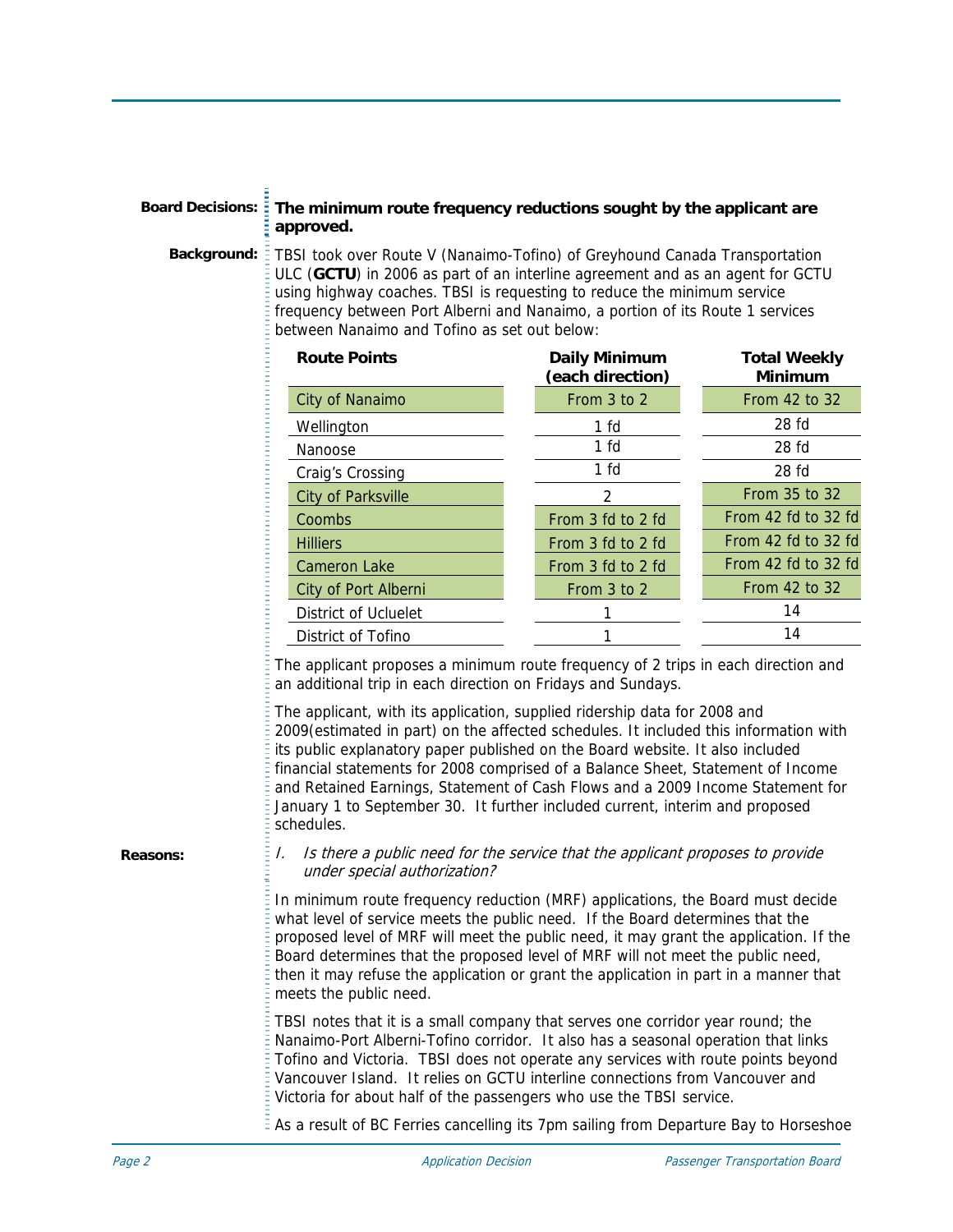**Board Decisions:** **The minimum route frequency reductions sought by the applicant are approved.**

**Background:** TBSI took over Route V (Nanaimo-Tofino) of Greyhound Canada Transportation ULC (**GCTU**) in 2006 as part of an interline agreement and as an agent for GCTU using highway coaches. TBSI is requesting to reduce the minimum service frequency between Port Alberni and Nanaimo, a portion of its Route 1 services between Nanaimo and Tofino as set out below:

| Route Points | Daily Minimum (each direction) | Total Weekly Minimum |
|---|---|---|
| City of Nanaimo | From 3 to 2 | From 42 to 32 |
| Wellington | 1 fd | 28 fd |
| Nanoose | 1 fd | 28 fd |
| Craig's Crossing | 1 fd | 28 fd |
| City of Parksville | 2 | From 35 to 32 |
| Coombs | From 3 fd to 2 fd | From 42 fd to 32 fd |
| Hilliers | From 3 fd to 2 fd | From 42 fd to 32 fd |
| Cameron Lake | From 3 fd to 2 fd | From 42 fd to 32 fd |
| City of Port Alberni | From 3 to 2 | From 42 to 32 |
| District of Ucluelet | 1 | 14 |
| District of Tofino | 1 | 14 |

The applicant proposes a minimum route frequency of 2 trips in each direction and an additional trip in each direction on Fridays and Sundays.

The applicant, with its application, supplied ridership data for 2008 and 2009(estimated in part) on the affected schedules. It included this information with its public explanatory paper published on the Board website. It also included financial statements for 2008 comprised of a Balance Sheet, Statement of Income and Retained Earnings, Statement of Cash Flows and a 2009 Income Statement for January 1 to September 30. It further included current, interim and proposed schedules.

**Reasons:**

*I. Is there a public need for the service that the applicant proposes to provide under special authorization?*

In minimum route frequency reduction (MRF) applications, the Board must decide what level of service meets the public need. If the Board determines that the proposed level of MRF will meet the public need, it may grant the application. If the Board determines that the proposed level of MRF will not meet the public need, then it may refuse the application or grant the application in part in a manner that meets the public need.

TBSI notes that it is a small company that serves one corridor year round; the Nanaimo-Port Alberni-Tofino corridor. It also has a seasonal operation that links Tofino and Victoria. TBSI does not operate any services with route points beyond Vancouver Island. It relies on GCTU interline connections from Vancouver and Victoria for about half of the passengers who use the TBSI service.

As a result of BC Ferries cancelling its 7pm sailing from Departure Bay to Horseshoe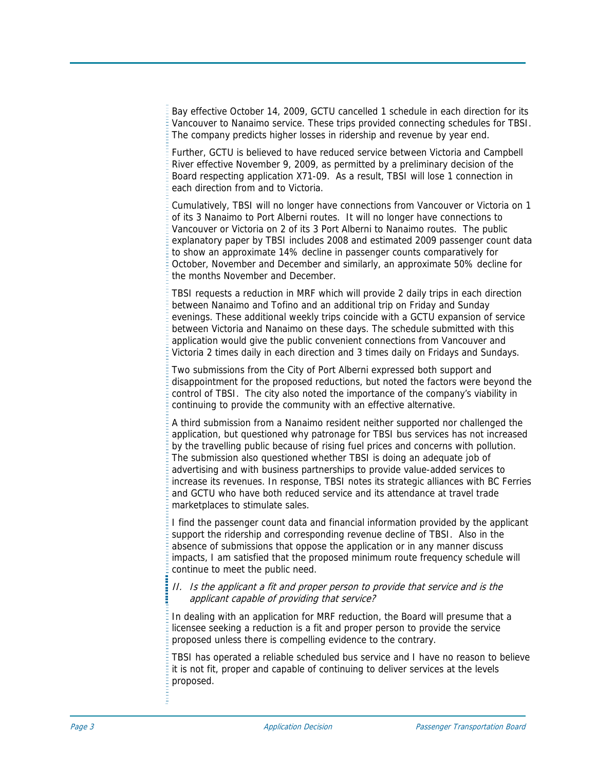Bay effective October 14, 2009, GCTU cancelled 1 schedule in each direction for its Vancouver to Nanaimo service. These trips provided connecting schedules for TBSI. The company predicts higher losses in ridership and revenue by year end.

Further, GCTU is believed to have reduced service between Victoria and Campbell River effective November 9, 2009, as permitted by a preliminary decision of the Board respecting application X71-09. As a result, TBSI will lose 1 connection in each direction from and to Victoria.

Cumulatively, TBSI will no longer have connections from Vancouver or Victoria on 1 of its 3 Nanaimo to Port Alberni routes. It will no longer have connections to Vancouver or Victoria on 2 of its 3 Port Alberni to Nanaimo routes. The public explanatory paper by TBSI includes 2008 and estimated 2009 passenger count data to show an approximate 14% decline in passenger counts comparatively for October, November and December and similarly, an approximate 50% decline for the months November and December.

TBSI requests a reduction in MRF which will provide 2 daily trips in each direction between Nanaimo and Tofino and an additional trip on Friday and Sunday evenings. These additional weekly trips coincide with a GCTU expansion of service between Victoria and Nanaimo on these days. The schedule submitted with this application would give the public convenient connections from Vancouver and Victoria 2 times daily in each direction and 3 times daily on Fridays and Sundays.

Two submissions from the City of Port Alberni expressed both support and disappointment for the proposed reductions, but noted the factors were beyond the control of TBSI. The city also noted the importance of the company's viability in continuing to provide the community with an effective alternative.

A third submission from a Nanaimo resident neither supported nor challenged the application, but questioned why patronage for TBSI bus services has not increased by the travelling public because of rising fuel prices and concerns with pollution. The submission also questioned whether TBSI is doing an adequate job of advertising and with business partnerships to provide value-added services to increase its revenues. In response, TBSI notes its strategic alliances with BC Ferries and GCTU who have both reduced service and its attendance at travel trade marketplaces to stimulate sales.

I find the passenger count data and financial information provided by the applicant support the ridership and corresponding revenue decline of TBSI. Also in the absence of submissions that oppose the application or in any manner discuss impacts, I am satisfied that the proposed minimum route frequency schedule will continue to meet the public need.

### II. *Is the applicant a fit and proper person to provide that service and is the applicant capable of providing that service?*

In dealing with an application for MRF reduction, the Board will presume that a licensee seeking a reduction is a fit and proper person to provide the service proposed unless there is compelling evidence to the contrary.

TBSI has operated a reliable scheduled bus service and I have no reason to believe it is not fit, proper and capable of continuing to deliver services at the levels proposed.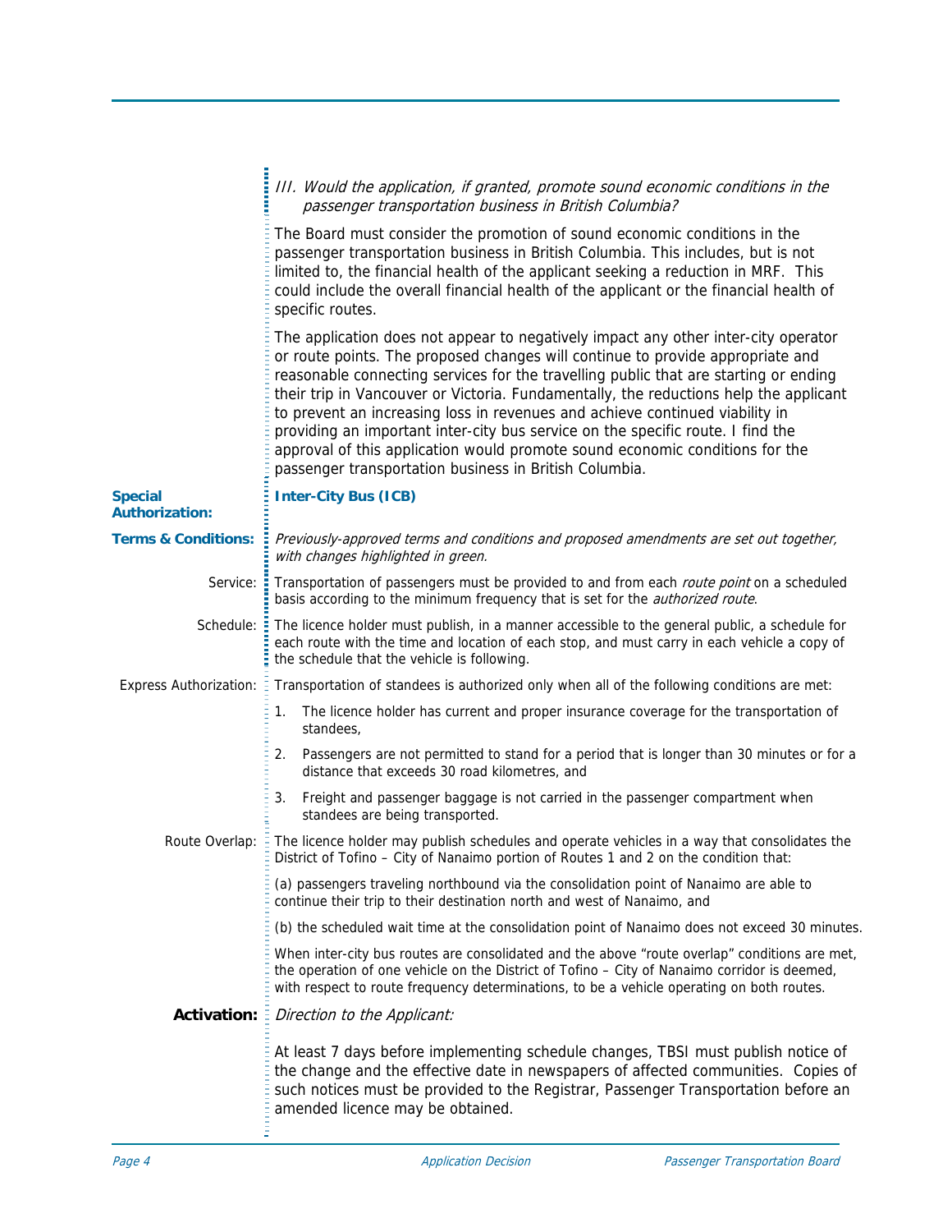*III. Would the application, if granted, promote sound economic conditions in the passenger transportation business in British Columbia?*

The Board must consider the promotion of sound economic conditions in the passenger transportation business in British Columbia. This includes, but is not limited to, the financial health of the applicant seeking a reduction in MRF. This could include the overall financial health of the applicant or the financial health of specific routes.

The application does not appear to negatively impact any other inter-city operator or route points. The proposed changes will continue to provide appropriate and reasonable connecting services for the travelling public that are starting or ending their trip in Vancouver or Victoria. Fundamentally, the reductions help the applicant to prevent an increasing loss in revenues and achieve continued viability in providing an important inter-city bus service on the specific route. I find the approval of this application would promote sound economic conditions for the passenger transportation business in British Columbia.

**Special Authorization:** **Inter-City Bus (ICB)**

**Terms & Conditions:** *Previously-approved terms and conditions and proposed amendments are set out together, with changes highlighted in green.*

Service: Transportation of passengers must be provided to and from each *route point* on a scheduled basis according to the minimum frequency that is set for the *authorized route*.

Schedule: The licence holder must publish, in a manner accessible to the general public, a schedule for each route with the time and location of each stop, and must carry in each vehicle a copy of the schedule that the vehicle is following.

Express Authorization: Transportation of standees is authorized only when all of the following conditions are met:

1. The licence holder has current and proper insurance coverage for the transportation of standees,
2. Passengers are not permitted to stand for a period that is longer than 30 minutes or for a distance that exceeds 30 road kilometres, and
3. Freight and passenger baggage is not carried in the passenger compartment when standees are being transported.

Route Overlap: The licence holder may publish schedules and operate vehicles in a way that consolidates the District of Tofino – City of Nanaimo portion of Routes 1 and 2 on the condition that:

(a) passengers traveling northbound via the consolidation point of Nanaimo are able to continue their trip to their destination north and west of Nanaimo, and

(b) the scheduled wait time at the consolidation point of Nanaimo does not exceed 30 minutes.

When inter-city bus routes are consolidated and the above "route overlap" conditions are met, the operation of one vehicle on the District of Tofino – City of Nanaimo corridor is deemed, with respect to route frequency determinations, to be a vehicle operating on both routes.

**Activation:** *Direction to the Applicant:*

At least 7 days before implementing schedule changes, TBSI must publish notice of the change and the effective date in newspapers of affected communities. Copies of such notices must be provided to the Registrar, Passenger Transportation before an amended licence may be obtained.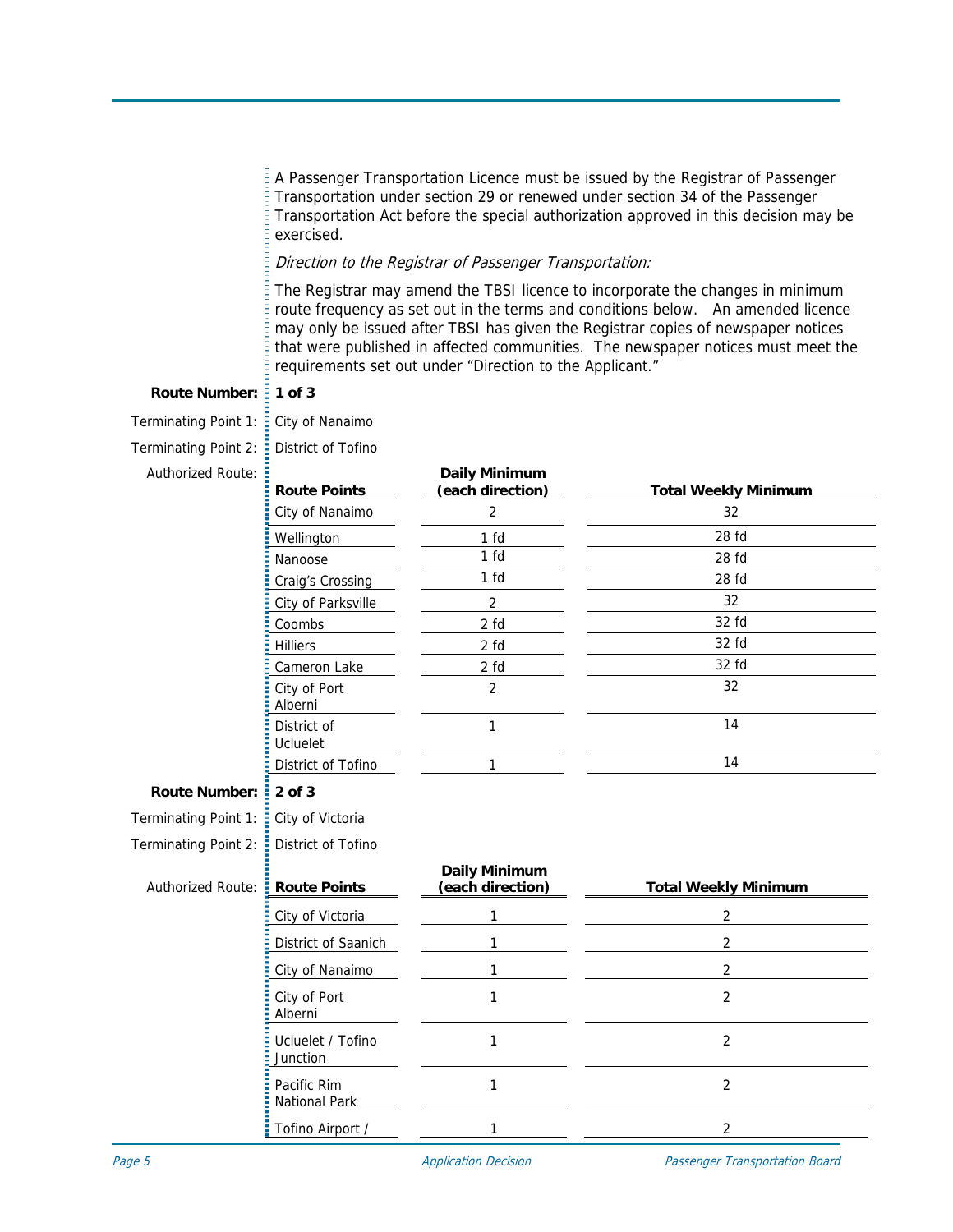A Passenger Transportation Licence must be issued by the Registrar of Passenger Transportation under section 29 or renewed under section 34 of the Passenger Transportation Act before the special authorization approved in this decision may be exercised.

*Direction to the Registrar of Passenger Transportation:*

The Registrar may amend the TBSI licence to incorporate the changes in minimum route frequency as set out in the terms and conditions below. An amended licence may only be issued after TBSI has given the Registrar copies of newspaper notices that were published in affected communities. The newspaper notices must meet the requirements set out under "Direction to the Applicant."

**Route Number:** **1 of 3**

Terminating Point 1: City of Nanaimo

Terminating Point 2: District of Tofino

Authorized Route:

| Route Points | Daily Minimum (each direction) | Total Weekly Minimum |
|---|---|---|
| City of Nanaimo | 2 | 32 |
| Wellington | 1 fd | 28 fd |
| Nanoose | 1 fd | 28 fd |
| Craig's Crossing | 1 fd | 28 fd |
| City of Parksville | 2 | 32 |
| Coombs | 2 fd | 32 fd |
| Hilliers | 2 fd | 32 fd |
| Cameron Lake | 2 fd | 32 fd |
| City of Port Alberni | 2 | 32 |
| District of Ucluelet | 1 | 14 |
| District of Tofino | 1 | 14 |

**Route Number:** **2 of 3**

Terminating Point 1: City of Victoria

Terminating Point 2: District of Tofino

Authorized Route:

| Route Points | Daily Minimum (each direction) | Total Weekly Minimum |
|---|---|---|
| City of Victoria | 1 | 2 |
| District of Saanich | 1 | 2 |
| City of Nanaimo | 1 | 2 |
| City of Port Alberni | 1 | 2 |
| Ucluelet / Tofino Junction | 1 | 2 |
| Pacific Rim National Park | 1 | 2 |
| Tofino Airport / | 1 | 2 |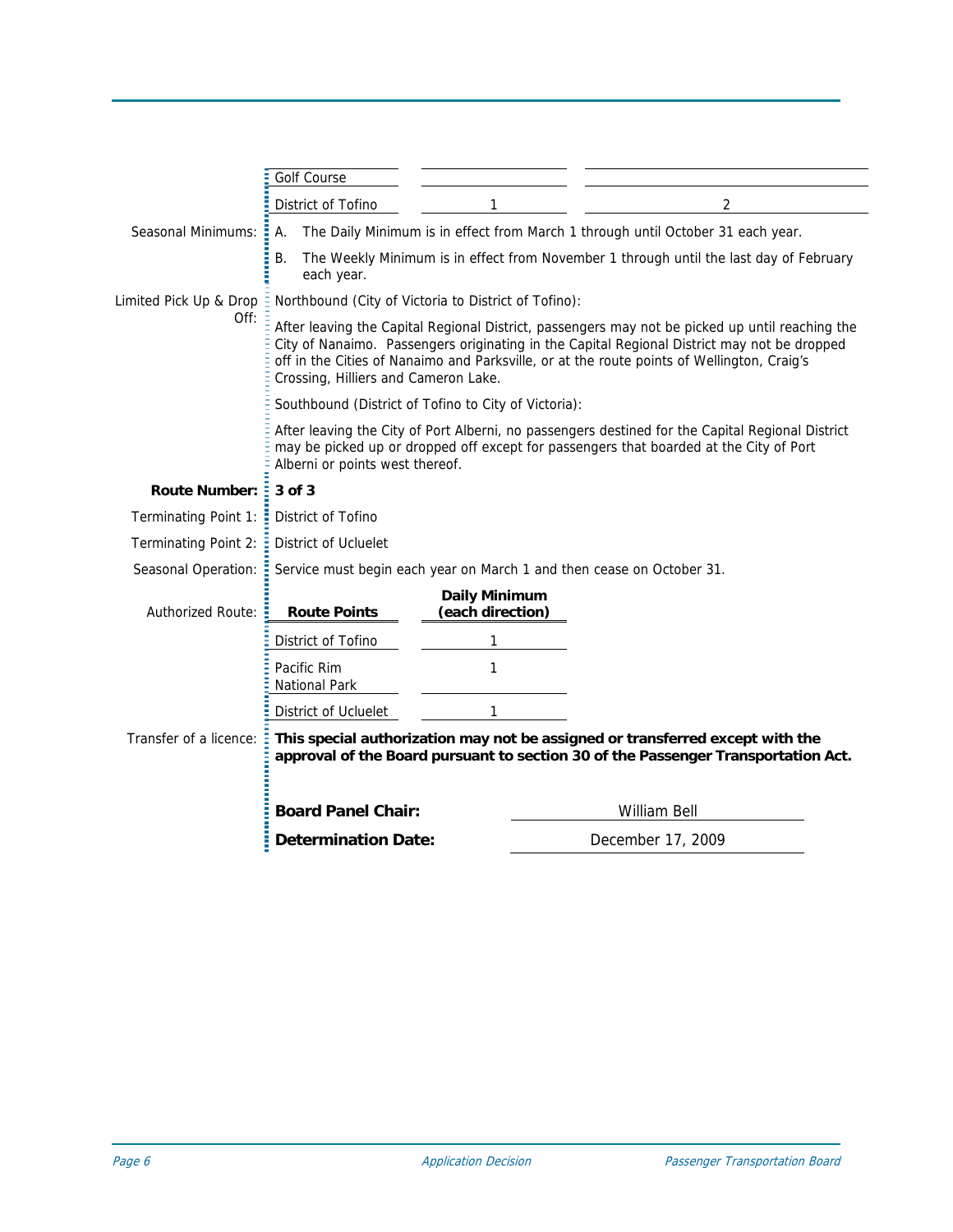| | | |
|---|---|---|
| Golf Course | | |
| District of Tofino | 1 | 2 |

Seasonal Minimums:

A. The Daily Minimum is in effect from March 1 through until October 31 each year.

B. The Weekly Minimum is in effect from November 1 through until the last day of February each year.

Limited Pick Up & Drop Off:

Northbound (City of Victoria to District of Tofino):

After leaving the Capital Regional District, passengers may not be picked up until reaching the City of Nanaimo. Passengers originating in the Capital Regional District may not be dropped off in the Cities of Nanaimo and Parksville, or at the route points of Wellington, Craig's Crossing, Hilliers and Cameron Lake.

Southbound (District of Tofino to City of Victoria):

After leaving the City of Port Alberni, no passengers destined for the Capital Regional District may be picked up or dropped off except for passengers that boarded at the City of Port Alberni or points west thereof.

**Route Number:** **3 of 3**

Terminating Point 1: District of Tofino

Terminating Point 2: District of Ucluelet

Seasonal Operation: Service must begin each year on March 1 and then cease on October 31.

Authorized Route:

| Route Points | Daily Minimum (each direction) |
|---|---|
| District of Tofino | 1 |
| Pacific Rim National Park | 1 |
| District of Ucluelet | 1 |

Transfer of a licence: **This special authorization may not be assigned or transferred except with the approval of the Board pursuant to section 30 of the Passenger Transportation Act.**

**Board Panel Chair:** William Bell

**Determination Date:** December 17, 2009